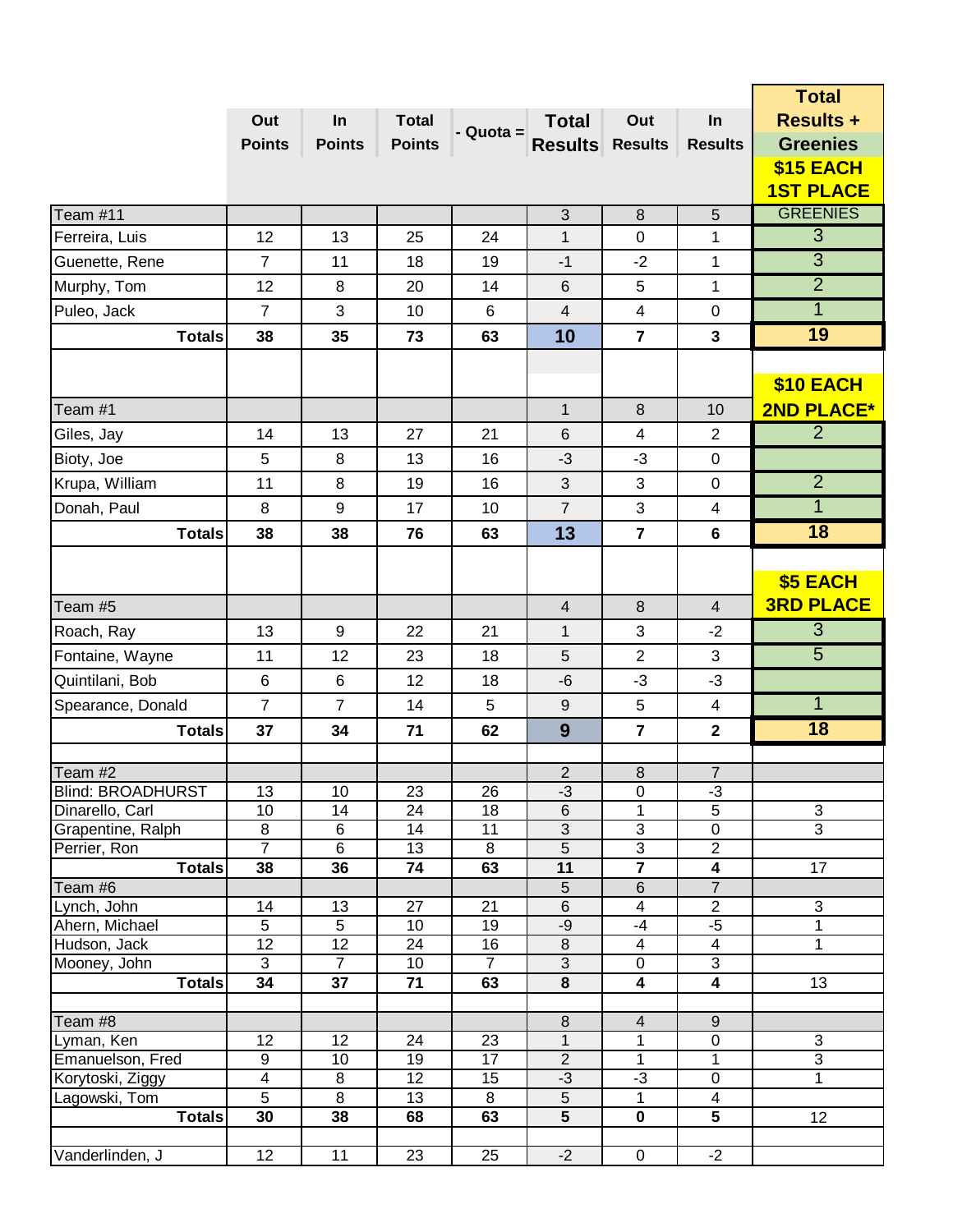| | Out Points | In Points | Total Points | - Quota = | Total Results | Out Results | In Results | Total Results + Greenies |
|---|---|---|---|---|---|---|---|---|
| | | | | | | | | $15 EACH 1ST PLACE |
| Team #11 | | | | | 3 | 8 | 5 | GREENIES |
| Ferreira, Luis | 12 | 13 | 25 | 24 | 1 | 0 | 1 | 3 |
| Guenette, Rene | 7 | 11 | 18 | 19 | -1 | -2 | 1 | 3 |
| Murphy, Tom | 12 | 8 | 20 | 14 | 6 | 5 | 1 | 2 |
| Puleo, Jack | 7 | 3 | 10 | 6 | 4 | 4 | 0 | 1 |
| **Totals** | **38** | **35** | **73** | **63** | **10** | **7** | **3** | **19** |
| | | | | | | | | $10 EACH 2ND PLACE* |
| Team #1 | | | | | 1 | 8 | 10 | |
| Giles, Jay | 14 | 13 | 27 | 21 | 6 | 4 | 2 | 2 |
| Bioty, Joe | 5 | 8 | 13 | 16 | -3 | -3 | 0 | |
| Krupa, William | 11 | 8 | 19 | 16 | 3 | 3 | 0 | 2 |
| Donah, Paul | 8 | 9 | 17 | 10 | 7 | 3 | 4 | 1 |
| **Totals** | **38** | **38** | **76** | **63** | **13** | **7** | **6** | **18** |
| | | | | | | | | $5 EACH 3RD PLACE |
| Team #5 | | | | | 4 | 8 | 4 | |
| Roach, Ray | 13 | 9 | 22 | 21 | 1 | 3 | -2 | 3 |
| Fontaine, Wayne | 11 | 12 | 23 | 18 | 5 | 2 | 3 | 5 |
| Quintilani, Bob | 6 | 6 | 12 | 18 | -6 | -3 | -3 | |
| Spearance, Donald | 7 | 7 | 14 | 5 | 9 | 5 | 4 | 1 |
| **Totals** | **37** | **34** | **71** | **62** | **9** | **7** | **2** | **18** |
| Team #2 | | | | | 2 | 8 | 7 | |
| Blind: BROADHURST | 13 | 10 | 23 | 26 | -3 | 0 | -3 | |
| Dinarello, Carl | 10 | 14 | 24 | 18 | 6 | 1 | 5 | 3 |
| Grapentine, Ralph | 8 | 6 | 14 | 11 | 3 | 3 | 0 | 3 |
| Perrier, Ron | 7 | 6 | 13 | 8 | 5 | 3 | 2 | |
| **Totals** | **38** | **36** | **74** | **63** | **11** | **7** | **4** | 17 |
| Team #6 | | | | | 5 | 6 | 7 | |
| Lynch, John | 14 | 13 | 27 | 21 | 6 | 4 | 2 | 3 |
| Ahern, Michael | 5 | 5 | 10 | 19 | -9 | -4 | -5 | 1 |
| Hudson, Jack | 12 | 12 | 24 | 16 | 8 | 4 | 4 | 1 |
| Mooney, John | 3 | 7 | 10 | 7 | 3 | 0 | 3 | |
| **Totals** | **34** | **37** | **71** | **63** | **8** | **4** | **4** | 13 |
| Team #8 | | | | | 8 | 4 | 9 | |
| Lyman, Ken | 12 | 12 | 24 | 23 | 1 | 1 | 0 | 3 |
| Emanuelson, Fred | 9 | 10 | 19 | 17 | 2 | 1 | 1 | 3 |
| Korytoski, Ziggy | 4 | 8 | 12 | 15 | -3 | -3 | 0 | 1 |
| Lagowski, Tom | 5 | 8 | 13 | 8 | 5 | 1 | 4 | |
| **Totals** | **30** | **38** | **68** | **63** | **5** | **0** | **5** | 12 |
| Vanderlinden, J | 12 | 11 | 23 | 25 | -2 | 0 | -2 | |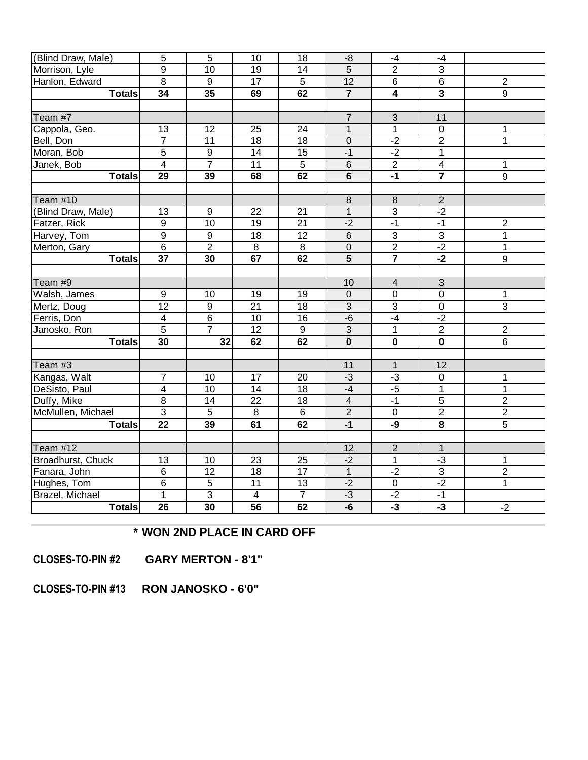| | | | | | | | | |
|---|---|---|---|---|---|---|---|---|
| (Blind Draw, Male) | 5 | 5 | 10 | 18 | -8 | -4 | -4 | |
| Morrison, Lyle | 9 | 10 | 19 | 14 | 5 | 2 | 3 | |
| Hanlon, Edward | 8 | 9 | 17 | 5 | 12 | 6 | 6 | 2 |
| **Totals** | **34** | **35** | **69** | **62** | **7** | **4** | **3** | 9 |
| | | | | | | | | |
| Team #7 | | | | | 7 | 3 | 11 | |
| Cappola, Geo. | 13 | 12 | 25 | 24 | 1 | 1 | 0 | 1 |
| Bell, Don | 7 | 11 | 18 | 18 | 0 | -2 | 2 | 1 |
| Moran, Bob | 5 | 9 | 14 | 15 | -1 | -2 | 1 | |
| Janek, Bob | 4 | 7 | 11 | 5 | 6 | 2 | 4 | 1 |
| **Totals** | **29** | **39** | **68** | **62** | **6** | **-1** | **7** | 9 |
| | | | | | | | | |
| Team #10 | | | | | 8 | 8 | 2 | |
| (Blind Draw, Male) | 13 | 9 | 22 | 21 | 1 | 3 | -2 | |
| Fatzer, Rick | 9 | 10 | 19 | 21 | -2 | -1 | -1 | 2 |
| Harvey, Tom | 9 | 9 | 18 | 12 | 6 | 3 | 3 | 1 |
| Merton, Gary | 6 | 2 | 8 | 8 | 0 | 2 | -2 | 1 |
| **Totals** | **37** | **30** | **67** | **62** | **5** | **7** | **-2** | 9 |
| | | | | | | | | |
| Team #9 | | | | | 10 | 4 | 3 | |
| Walsh, James | 9 | 10 | 19 | 19 | 0 | 0 | 0 | 1 |
| Mertz, Doug | 12 | 9 | 21 | 18 | 3 | 3 | 0 | 3 |
| Ferris, Don | 4 | 6 | 10 | 16 | -6 | -4 | -2 | |
| Janosko, Ron | 5 | 7 | 12 | 9 | 3 | 1 | 2 | 2 |
| **Totals** | **30** | **32** | **62** | **62** | **0** | **0** | **0** | 6 |
| | | | | | | | | |
| Team #3 | | | | | 11 | 1 | 12 | |
| Kangas, Walt | 7 | 10 | 17 | 20 | -3 | -3 | 0 | 1 |
| DeSisto, Paul | 4 | 10 | 14 | 18 | -4 | -5 | 1 | 1 |
| Duffy, Mike | 8 | 14 | 22 | 18 | 4 | -1 | 5 | 2 |
| McMullen, Michael | 3 | 5 | 8 | 6 | 2 | 0 | 2 | 2 |
| **Totals** | **22** | **39** | **61** | **62** | **-1** | **-9** | **8** | 5 |
| | | | | | | | | |
| Team #12 | | | | | 12 | 2 | 1 | |
| Broadhurst, Chuck | 13 | 10 | 23 | 25 | -2 | 1 | -3 | 1 |
| Fanara, John | 6 | 12 | 18 | 17 | 1 | -2 | 3 | 2 |
| Hughes, Tom | 6 | 5 | 11 | 13 | -2 | 0 | -2 | 1 |
| Brazel, Michael | 1 | 3 | 4 | 7 | -3 | -2 | -1 | |
| **Totals** | **26** | **30** | **56** | **62** | **-6** | **-3** | **-3** | -2 |

**\* WON 2ND PLACE IN CARD OFF**

**CLOSES-TO-PIN #2 GARY MERTON - 8'1"**

**CLOSES-TO-PIN #13 RON JANOSKO - 6'0"**